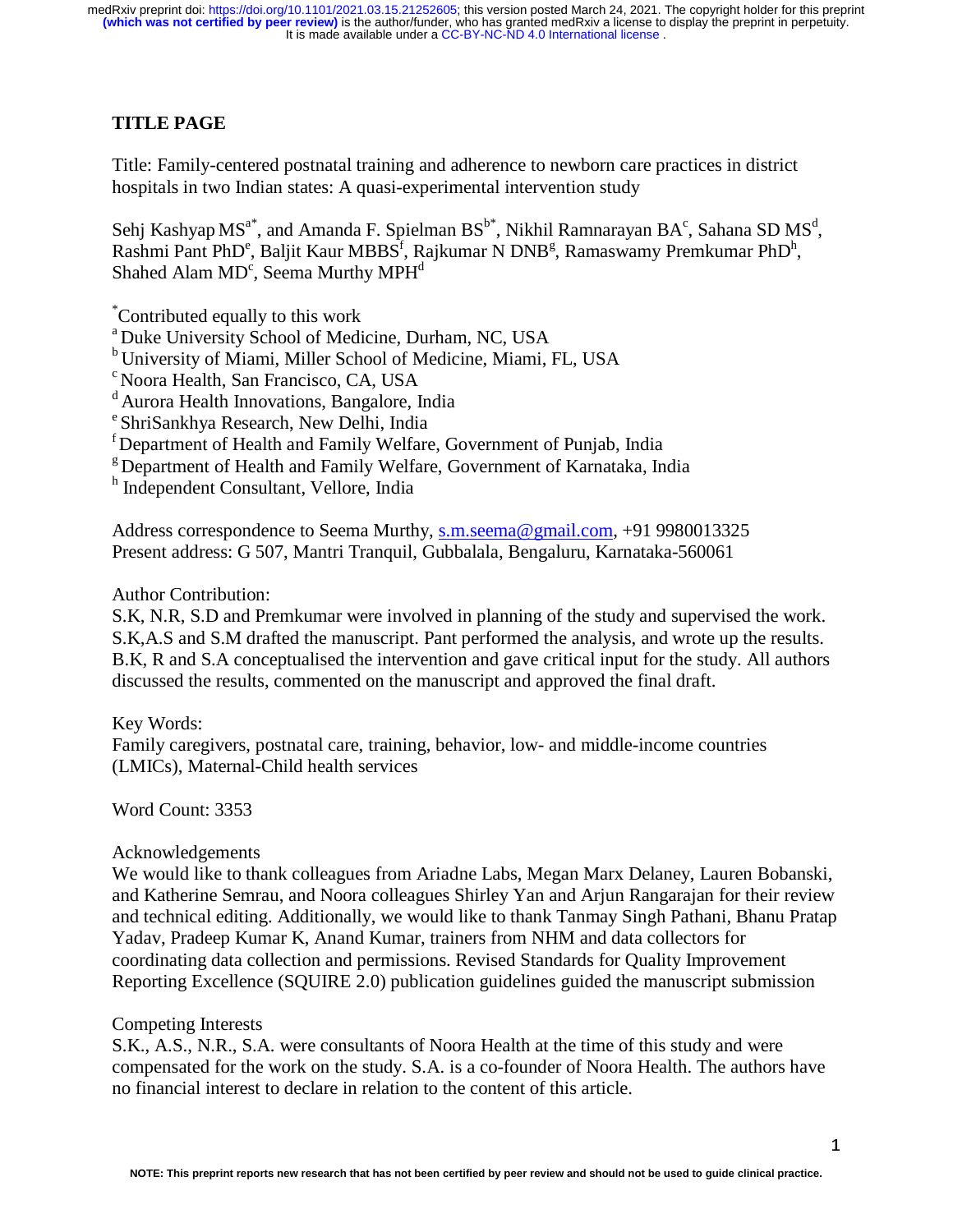## TITLE PAGE

Title: Family-centered postnatal training and adherence to newborn care practices in district hospitals in two Indian states: A quasi-experimental intervention study

Sehj Kashyap MS[a*], and Amanda F. Spielman BS[b*], Nikhil Ramnarayan BA[c], Sahana SD MS[d], Rashmi Pant PhD[e], Baljit Kaur MBBS[f], Rajkumar N DNB[g], Ramaswamy Premkumar PhD[h], Shahed Alam MD[c], Seema Murthy MPH[d]

[*]Contributed equally to this work
[a] Duke University School of Medicine, Durham, NC, USA
[b] University of Miami, Miller School of Medicine, Miami, FL, USA
[c] Noora Health, San Francisco, CA, USA
[d] Aurora Health Innovations, Bangalore, India
[e] ShriSankhya Research, New Delhi, India
[f] Department of Health and Family Welfare, Government of Punjab, India
[g] Department of Health and Family Welfare, Government of Karnataka, India
[h] Independent Consultant, Vellore, India

Address correspondence to Seema Murthy, s.m.seema@gmail.com, +91 9980013325
Present address: G 507, Mantri Tranquil, Gubbalala, Bengaluru, Karnataka-560061

Author Contribution:
S.K, N.R, S.D and Premkumar were involved in planning of the study and supervised the work. S.K,A.S and S.M drafted the manuscript. Pant performed the analysis, and wrote up the results. B.K, R and S.A conceptualised the intervention and gave critical input for the study. All authors discussed the results, commented on the manuscript and approved the final draft.

Key Words:
Family caregivers, postnatal care, training, behavior, low- and middle-income countries (LMICs), Maternal-Child health services

Word Count: 3353

Acknowledgements
We would like to thank colleagues from Ariadne Labs, Megan Marx Delaney, Lauren Bobanski, and Katherine Semrau, and Noora colleagues Shirley Yan and Arjun Rangarajan for their review and technical editing. Additionally, we would like to thank Tanmay Singh Pathani, Bhanu Pratap Yadav, Pradeep Kumar K, Anand Kumar, trainers from NHM and data collectors for coordinating data collection and permissions. Revised Standards for Quality Improvement Reporting Excellence (SQUIRE 2.0) publication guidelines guided the manuscript submission

Competing Interests
S.K., A.S., N.R., S.A. were consultants of Noora Health at the time of this study and were compensated for the work on the study. S.A. is a co-founder of Noora Health. The authors have no financial interest to declare in relation to the content of this article.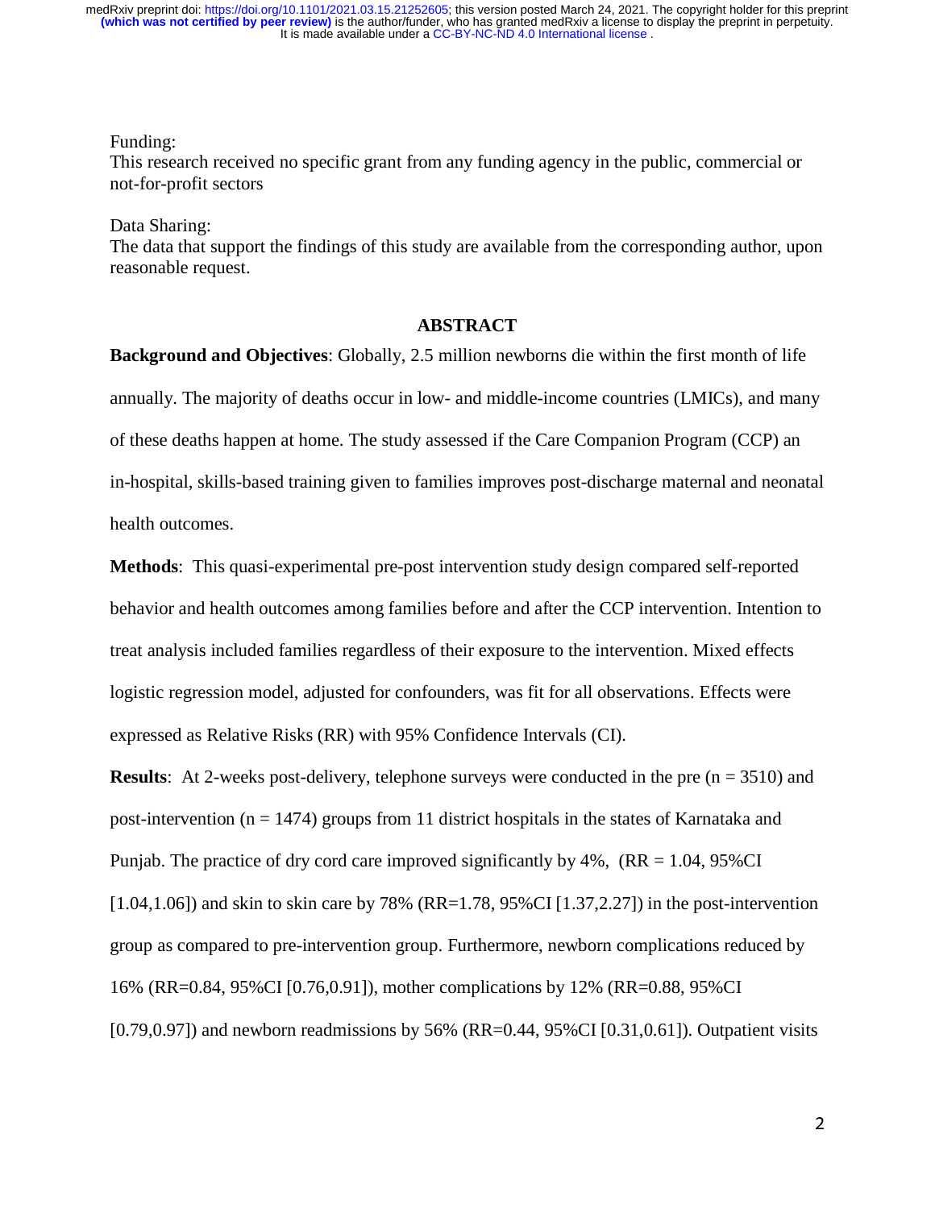Funding:
This research received no specific grant from any funding agency in the public, commercial or not-for-profit sectors

Data Sharing:
The data that support the findings of this study are available from the corresponding author, upon reasonable request.

## ABSTRACT

**Background and Objectives**: Globally, 2.5 million newborns die within the first month of life annually. The majority of deaths occur in low- and middle-income countries (LMICs), and many of these deaths happen at home. The study assessed if the Care Companion Program (CCP) an in-hospital, skills-based training given to families improves post-discharge maternal and neonatal health outcomes.

**Methods**: This quasi-experimental pre-post intervention study design compared self-reported behavior and health outcomes among families before and after the CCP intervention. Intention to treat analysis included families regardless of their exposure to the intervention. Mixed effects logistic regression model, adjusted for confounders, was fit for all observations. Effects were expressed as Relative Risks (RR) with 95% Confidence Intervals (CI).

**Results**: At 2-weeks post-delivery, telephone surveys were conducted in the pre (n = 3510) and post-intervention (n = 1474) groups from 11 district hospitals in the states of Karnataka and Punjab. The practice of dry cord care improved significantly by 4%, (RR = 1.04, 95%CI [1.04,1.06]) and skin to skin care by 78% (RR=1.78, 95%CI [1.37,2.27]) in the post-intervention group as compared to pre-intervention group. Furthermore, newborn complications reduced by 16% (RR=0.84, 95%CI [0.76,0.91]), mother complications by 12% (RR=0.88, 95%CI [0.79,0.97]) and newborn readmissions by 56% (RR=0.44, 95%CI [0.31,0.61]). Outpatient visits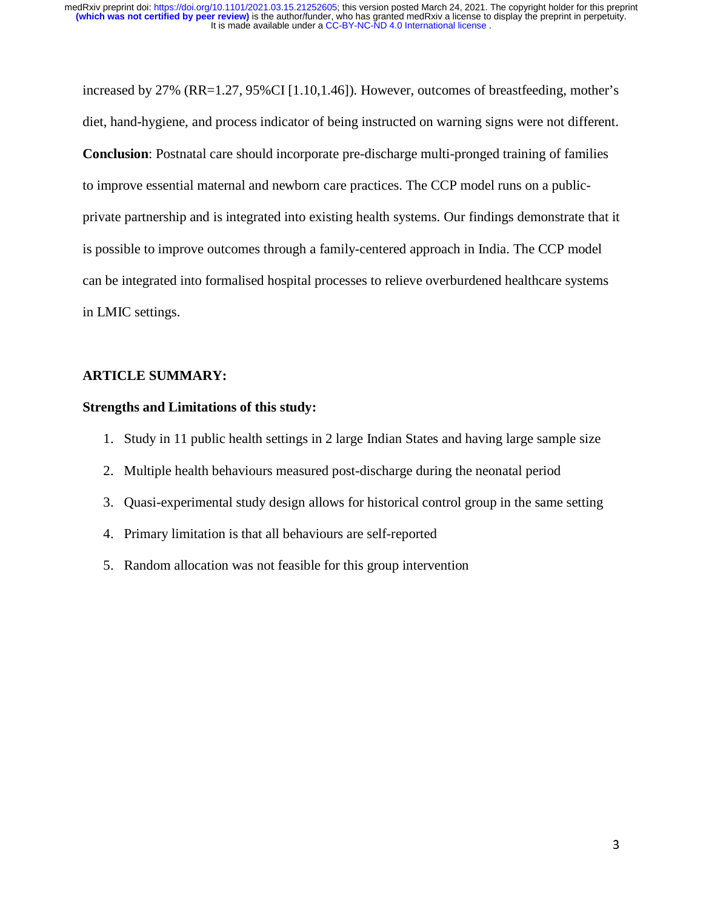increased by 27% (RR=1.27, 95%CI [1.10,1.46]). However, outcomes of breastfeeding, mother's diet, hand-hygiene, and process indicator of being instructed on warning signs were not different. **Conclusion**: Postnatal care should incorporate pre-discharge multi-pronged training of families to improve essential maternal and newborn care practices. The CCP model runs on a public-private partnership and is integrated into existing health systems. Our findings demonstrate that it is possible to improve outcomes through a family-centered approach in India. The CCP model can be integrated into formalised hospital processes to relieve overburdened healthcare systems in LMIC settings.

## ARTICLE SUMMARY:

### Strengths and Limitations of this study:

1. Study in 11 public health settings in 2 large Indian States and having large sample size
2. Multiple health behaviours measured post-discharge during the neonatal period
3. Quasi-experimental study design allows for historical control group in the same setting
4. Primary limitation is that all behaviours are self-reported
5. Random allocation was not feasible for this group intervention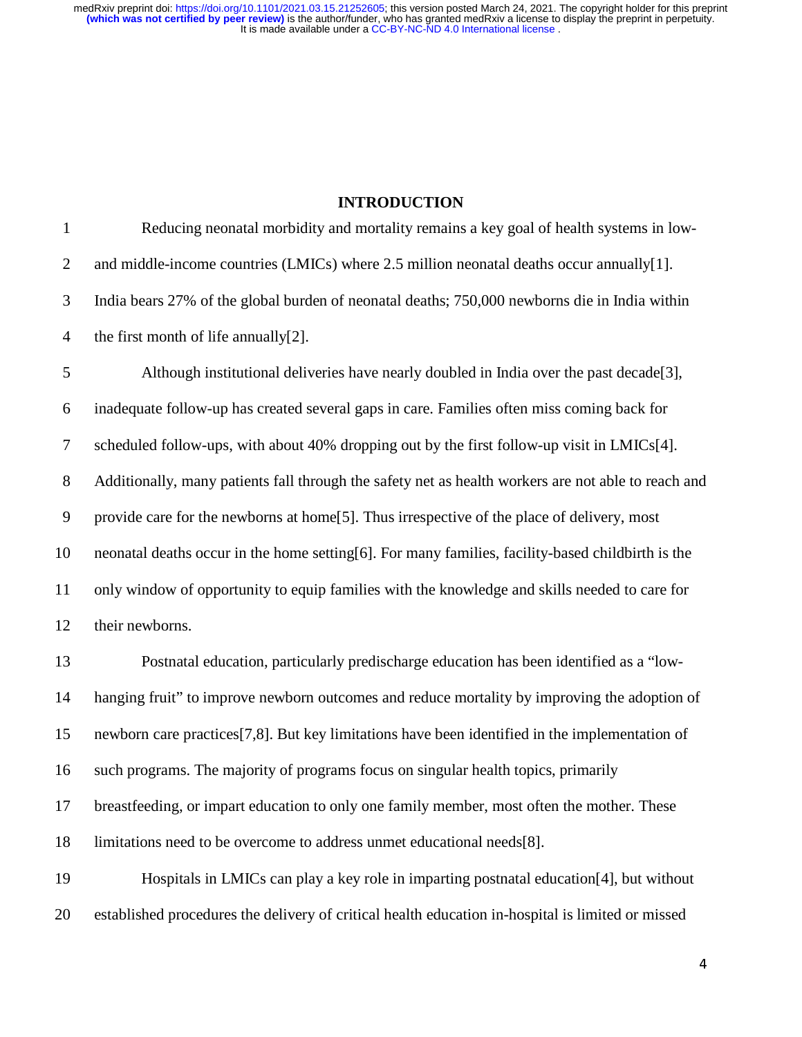## INTRODUCTION

Reducing neonatal morbidity and mortality remains a key goal of health systems in low- and middle-income countries (LMICs) where 2.5 million neonatal deaths occur annually[1]. India bears 27% of the global burden of neonatal deaths; 750,000 newborns die in India within the first month of life annually[2].

Although institutional deliveries have nearly doubled in India over the past decade[3], inadequate follow-up has created several gaps in care. Families often miss coming back for scheduled follow-ups, with about 40% dropping out by the first follow-up visit in LMICs[4]. Additionally, many patients fall through the safety net as health workers are not able to reach and provide care for the newborns at home[5]. Thus irrespective of the place of delivery, most neonatal deaths occur in the home setting[6]. For many families, facility-based childbirth is the only window of opportunity to equip families with the knowledge and skills needed to care for their newborns.

Postnatal education, particularly predischarge education has been identified as a "low-hanging fruit" to improve newborn outcomes and reduce mortality by improving the adoption of newborn care practices[7,8]. But key limitations have been identified in the implementation of such programs. The majority of programs focus on singular health topics, primarily breastfeeding, or impart education to only one family member, most often the mother. These limitations need to be overcome to address unmet educational needs[8].

Hospitals in LMICs can play a key role in imparting postnatal education[4], but without established procedures the delivery of critical health education in-hospital is limited or missed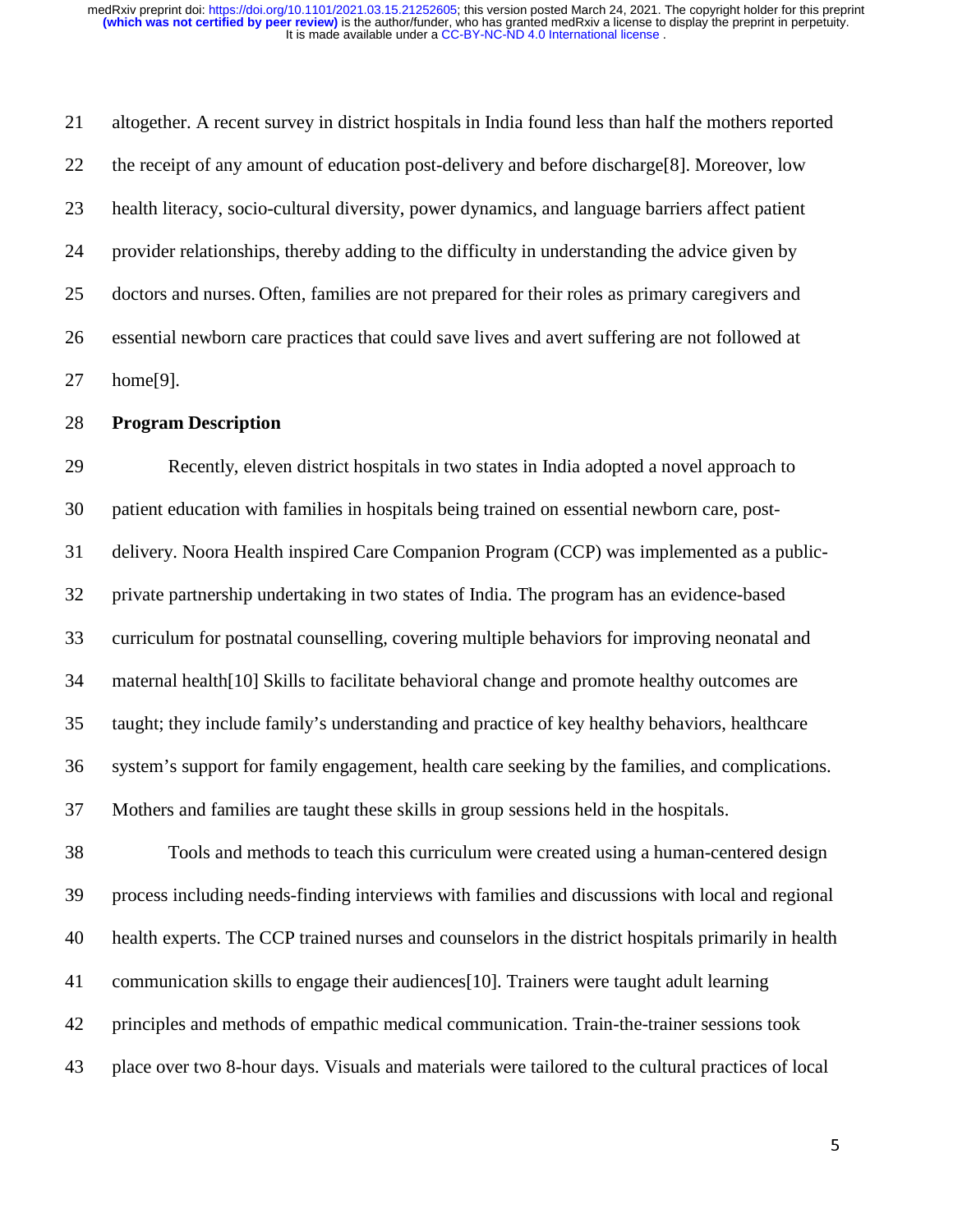altogether. A recent survey in district hospitals in India found less than half the mothers reported the receipt of any amount of education post-delivery and before discharge[8]. Moreover, low health literacy, socio-cultural diversity, power dynamics, and language barriers affect patient provider relationships, thereby adding to the difficulty in understanding the advice given by doctors and nurses. Often, families are not prepared for their roles as primary caregivers and essential newborn care practices that could save lives and avert suffering are not followed at home[9].

**Program Description**

Recently, eleven district hospitals in two states in India adopted a novel approach to patient education with families in hospitals being trained on essential newborn care, post-delivery. Noora Health inspired Care Companion Program (CCP) was implemented as a public-private partnership undertaking in two states of India. The program has an evidence-based curriculum for postnatal counselling, covering multiple behaviors for improving neonatal and maternal health[10] Skills to facilitate behavioral change and promote healthy outcomes are taught; they include family's understanding and practice of key healthy behaviors, healthcare system's support for family engagement, health care seeking by the families, and complications. Mothers and families are taught these skills in group sessions held in the hospitals.

Tools and methods to teach this curriculum were created using a human-centered design process including needs-finding interviews with families and discussions with local and regional health experts. The CCP trained nurses and counselors in the district hospitals primarily in health communication skills to engage their audiences[10]. Trainers were taught adult learning principles and methods of empathic medical communication. Train-the-trainer sessions took place over two 8-hour days. Visuals and materials were tailored to the cultural practices of local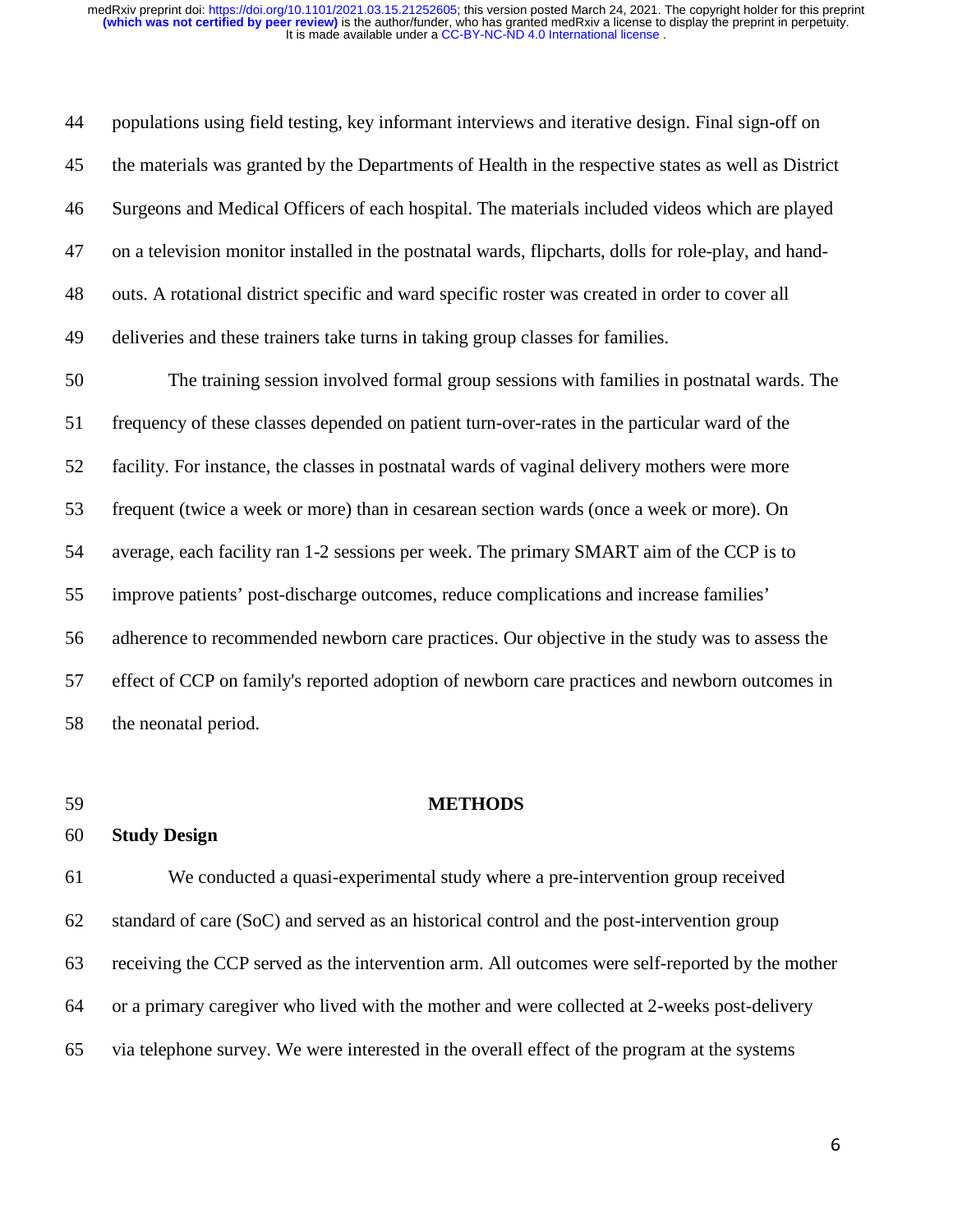populations using field testing, key informant interviews and iterative design. Final sign-off on the materials was granted by the Departments of Health in the respective states as well as District Surgeons and Medical Officers of each hospital. The materials included videos which are played on a television monitor installed in the postnatal wards, flipcharts, dolls for role-play, and hand-outs. A rotational district specific and ward specific roster was created in order to cover all deliveries and these trainers take turns in taking group classes for families.

The training session involved formal group sessions with families in postnatal wards. The frequency of these classes depended on patient turn-over-rates in the particular ward of the facility. For instance, the classes in postnatal wards of vaginal delivery mothers were more frequent (twice a week or more) than in cesarean section wards (once a week or more). On average, each facility ran 1-2 sessions per week. The primary SMART aim of the CCP is to improve patients' post-discharge outcomes, reduce complications and increase families' adherence to recommended newborn care practices. Our objective in the study was to assess the effect of CCP on family's reported adoption of newborn care practices and newborn outcomes in the neonatal period.

## METHODS

### Study Design

We conducted a quasi-experimental study where a pre-intervention group received standard of care (SoC) and served as an historical control and the post-intervention group receiving the CCP served as the intervention arm. All outcomes were self-reported by the mother or a primary caregiver who lived with the mother and were collected at 2-weeks post-delivery via telephone survey. We were interested in the overall effect of the program at the systems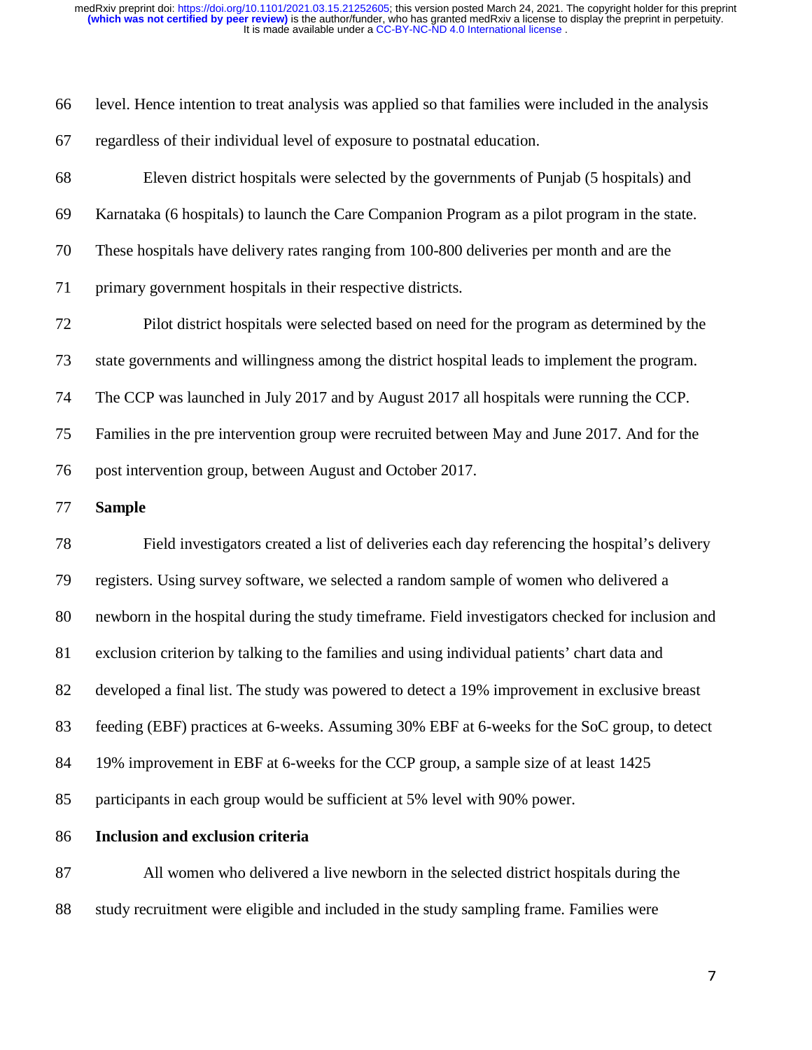level. Hence intention to treat analysis was applied so that families were included in the analysis regardless of their individual level of exposure to postnatal education.

Eleven district hospitals were selected by the governments of Punjab (5 hospitals) and Karnataka (6 hospitals) to launch the Care Companion Program as a pilot program in the state. These hospitals have delivery rates ranging from 100-800 deliveries per month and are the primary government hospitals in their respective districts.

Pilot district hospitals were selected based on need for the program as determined by the state governments and willingness among the district hospital leads to implement the program. The CCP was launched in July 2017 and by August 2017 all hospitals were running the CCP. Families in the pre intervention group were recruited between May and June 2017. And for the post intervention group, between August and October 2017.

**Sample**

Field investigators created a list of deliveries each day referencing the hospital's delivery registers. Using survey software, we selected a random sample of women who delivered a newborn in the hospital during the study timeframe. Field investigators checked for inclusion and exclusion criterion by talking to the families and using individual patients' chart data and developed a final list. The study was powered to detect a 19% improvement in exclusive breast feeding (EBF) practices at 6-weeks. Assuming 30% EBF at 6-weeks for the SoC group, to detect 19% improvement in EBF at 6-weeks for the CCP group, a sample size of at least 1425 participants in each group would be sufficient at 5% level with 90% power.

**Inclusion and exclusion criteria**

All women who delivered a live newborn in the selected district hospitals during the study recruitment were eligible and included in the study sampling frame. Families were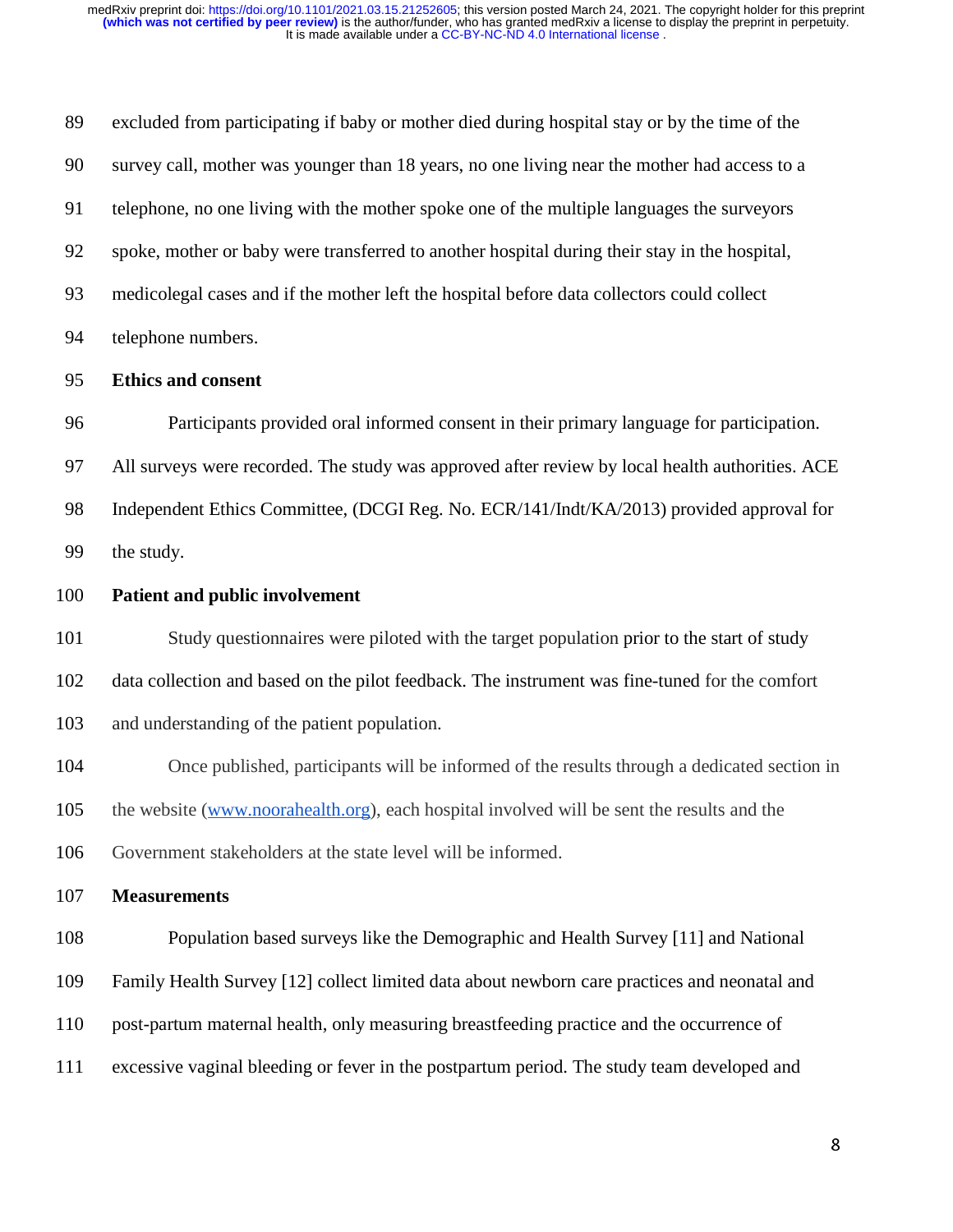excluded from participating if baby or mother died during hospital stay or by the time of the survey call, mother was younger than 18 years, no one living near the mother had access to a telephone, no one living with the mother spoke one of the multiple languages the surveyors spoke, mother or baby were transferred to another hospital during their stay in the hospital, medicolegal cases and if the mother left the hospital before data collectors could collect telephone numbers.

**Ethics and consent**

Participants provided oral informed consent in their primary language for participation. All surveys were recorded. The study was approved after review by local health authorities. ACE Independent Ethics Committee, (DCGI Reg. No. ECR/141/Indt/KA/2013) provided approval for the study.

**Patient and public involvement**

Study questionnaires were piloted with the target population prior to the start of study data collection and based on the pilot feedback. The instrument was fine-tuned for the comfort and understanding of the patient population.

Once published, participants will be informed of the results through a dedicated section in the website (www.noorahealth.org), each hospital involved will be sent the results and the Government stakeholders at the state level will be informed.

**Measurements**

Population based surveys like the Demographic and Health Survey [11] and National Family Health Survey [12] collect limited data about newborn care practices and neonatal and post-partum maternal health, only measuring breastfeeding practice and the occurrence of excessive vaginal bleeding or fever in the postpartum period. The study team developed and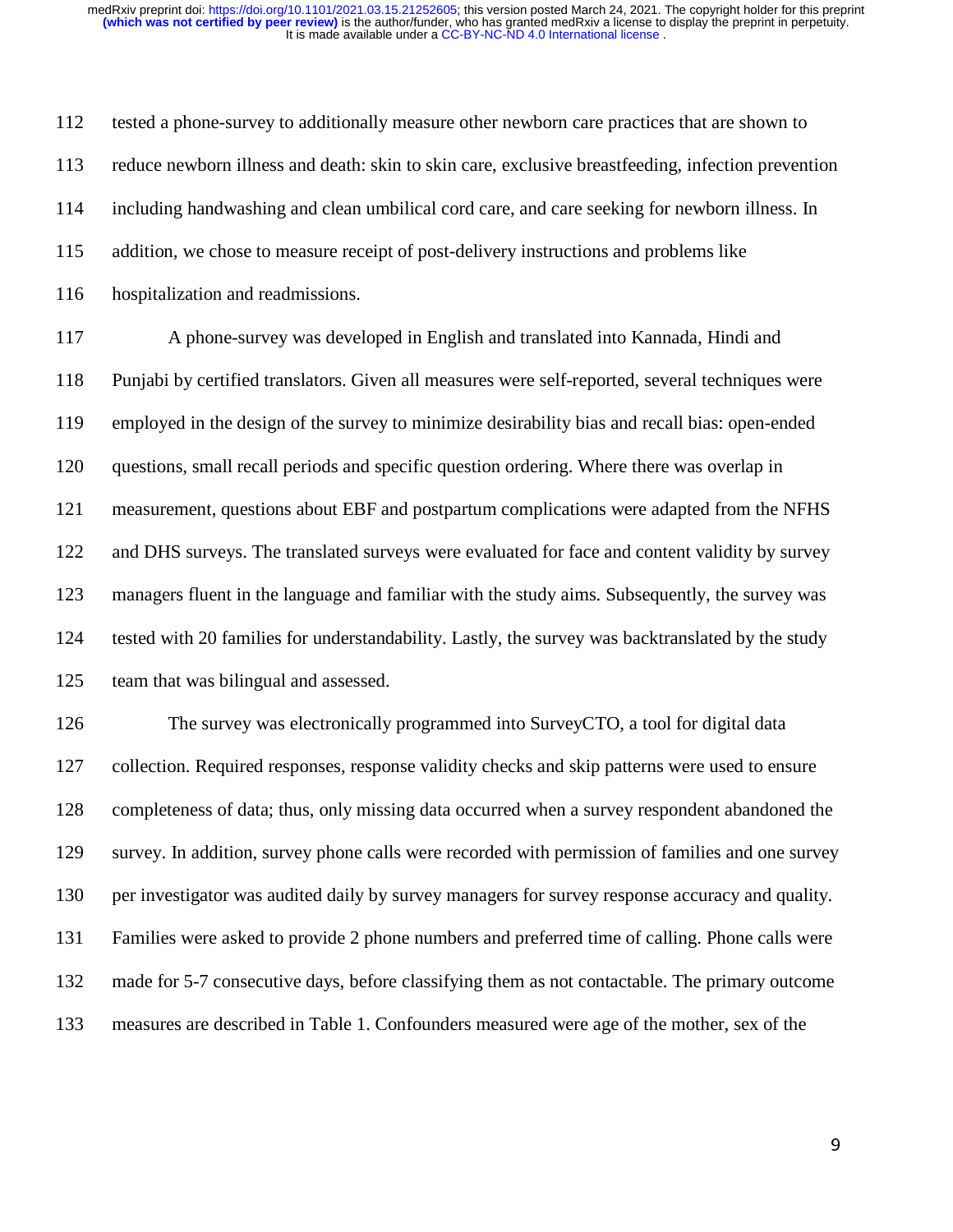tested a phone-survey to additionally measure other newborn care practices that are shown to reduce newborn illness and death: skin to skin care, exclusive breastfeeding, infection prevention including handwashing and clean umbilical cord care, and care seeking for newborn illness. In addition, we chose to measure receipt of post-delivery instructions and problems like hospitalization and readmissions.

A phone-survey was developed in English and translated into Kannada, Hindi and Punjabi by certified translators. Given all measures were self-reported, several techniques were employed in the design of the survey to minimize desirability bias and recall bias: open-ended questions, small recall periods and specific question ordering. Where there was overlap in measurement, questions about EBF and postpartum complications were adapted from the NFHS and DHS surveys. The translated surveys were evaluated for face and content validity by survey managers fluent in the language and familiar with the study aims. Subsequently, the survey was tested with 20 families for understandability. Lastly, the survey was backtranslated by the study team that was bilingual and assessed.

The survey was electronically programmed into SurveyCTO, a tool for digital data collection. Required responses, response validity checks and skip patterns were used to ensure completeness of data; thus, only missing data occurred when a survey respondent abandoned the survey. In addition, survey phone calls were recorded with permission of families and one survey per investigator was audited daily by survey managers for survey response accuracy and quality. Families were asked to provide 2 phone numbers and preferred time of calling. Phone calls were made for 5-7 consecutive days, before classifying them as not contactable. The primary outcome measures are described in Table 1. Confounders measured were age of the mother, sex of the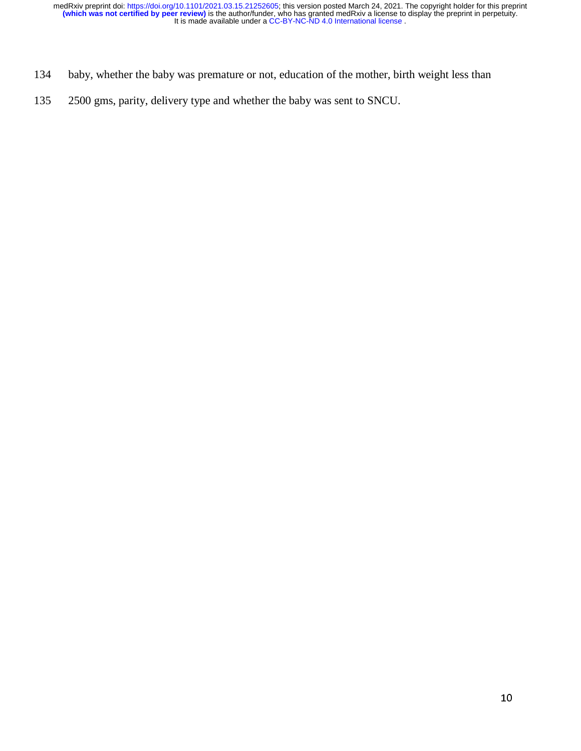baby, whether the baby was premature or not, education of the mother, birth weight less than 2500 gms, parity, delivery type and whether the baby was sent to SNCU.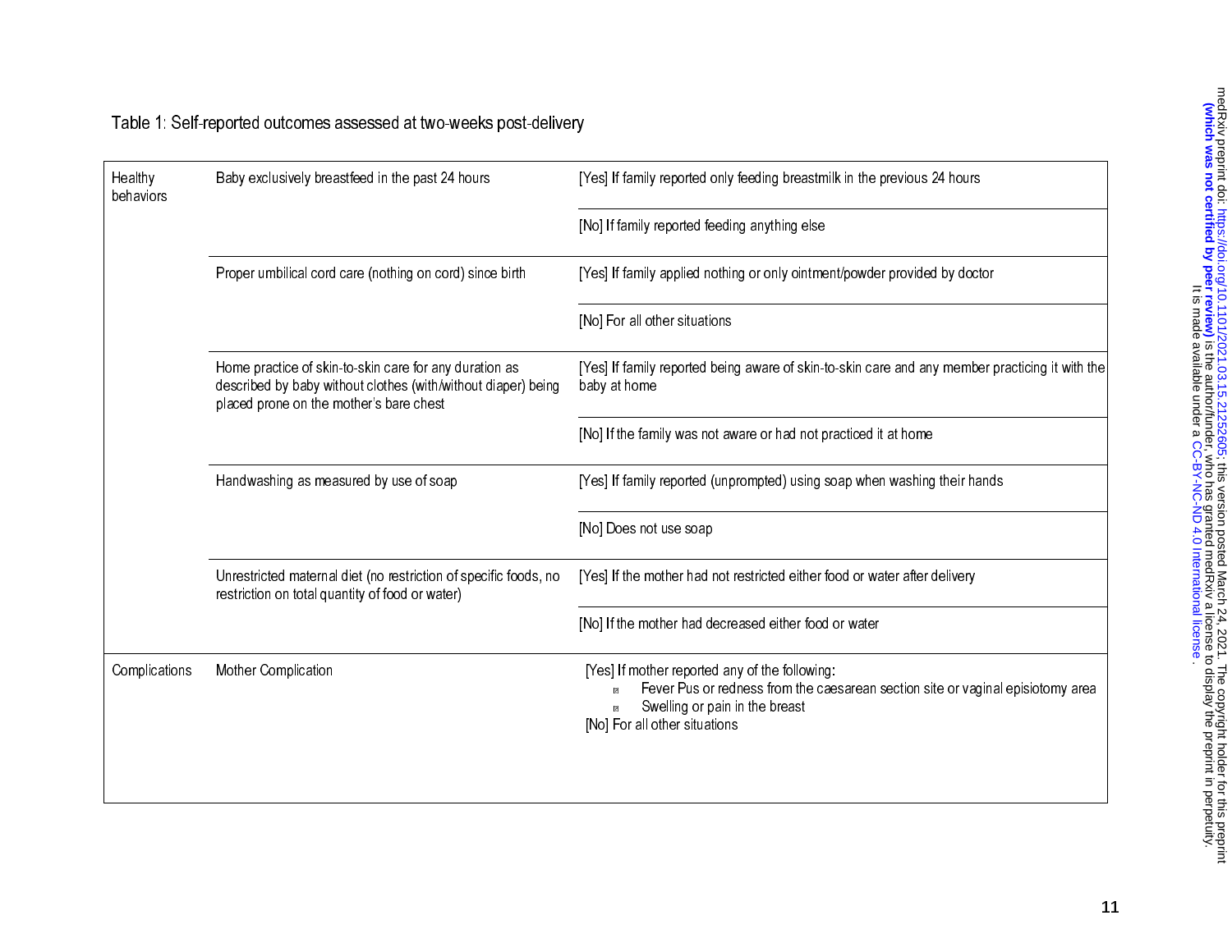Table 1: Self-reported outcomes assessed at two-weeks post-delivery

| | | |
|---|---|---|
| Healthy behaviors | Baby exclusively breastfeed in the past 24 hours | [Yes] If family reported only feeding breastmilk in the previous 24 hours |
| | | [No] If family reported feeding anything else |
| | Proper umbilical cord care (nothing on cord) since birth | [Yes] If family applied nothing or only ointment/powder provided by doctor |
| | | [No] For all other situations |
| | Home practice of skin-to-skin care for any duration as described by baby without clothes (with/without diaper) being placed prone on the mother's bare chest | [Yes] If family reported being aware of skin-to-skin care and any member practicing it with the baby at home |
| | | [No] If the family was not aware or had not practiced it at home |
| | Handwashing as measured by use of soap | [Yes] If family reported (unprompted) using soap when washing their hands |
| | | [No] Does not use soap |
| | Unrestricted maternal diet (no restriction of specific foods, no restriction on total quantity of food or water) | [Yes] If the mother had not restricted either food or water after delivery |
| | | [No] If the mother had decreased either food or water |
| Complications | Mother Complication | [Yes] If mother reported any of the following: <br>• Fever Pus or redness from the caesarean section site or vaginal episiotomy area <br>• Swelling or pain in the breast <br>[No] For all other situations |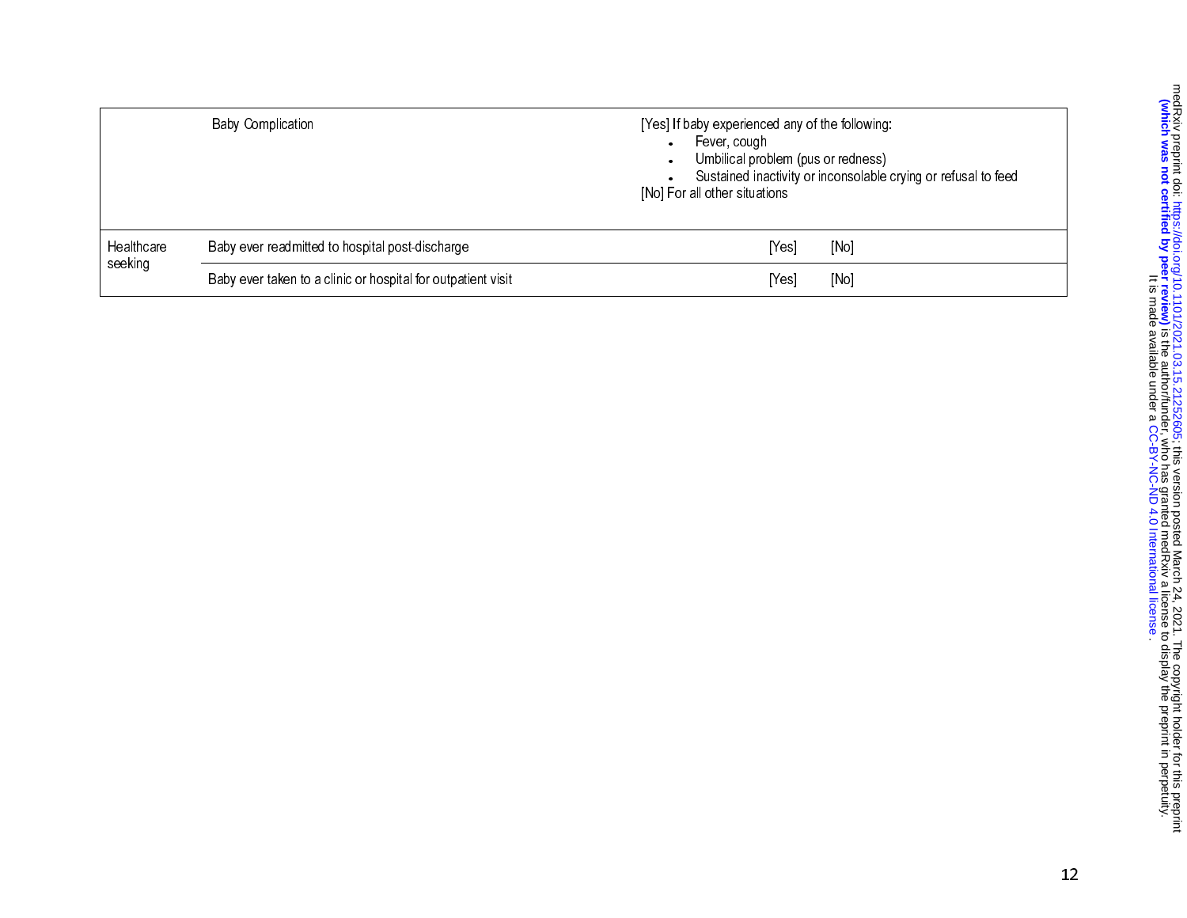| | | | |
|---|---|---|---|
| | Baby Complication | [Yes] If baby experienced any of the following:<br>• Fever, cough<br>• Umbilical problem (pus or redness)<br>• Sustained inactivity or inconsolable crying or refusal to feed<br>[No] For all other situations | |
| Healthcare seeking | Baby ever readmitted to hospital post-discharge | [Yes] | [No] |
| | Baby ever taken to a clinic or hospital for outpatient visit | [Yes] | [No] |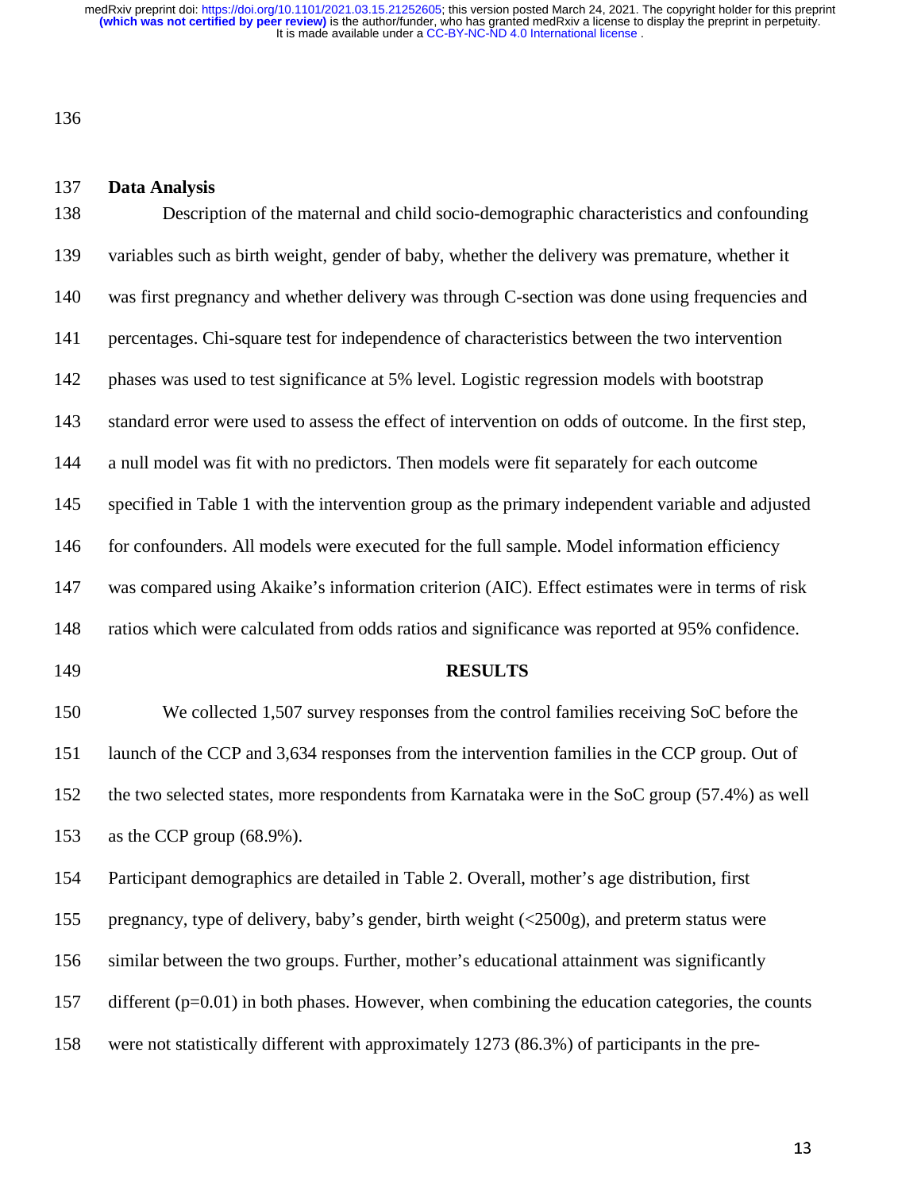## Data Analysis

Description of the maternal and child socio-demographic characteristics and confounding variables such as birth weight, gender of baby, whether the delivery was premature, whether it was first pregnancy and whether delivery was through C-section was done using frequencies and percentages. Chi-square test for independence of characteristics between the two intervention phases was used to test significance at 5% level. Logistic regression models with bootstrap standard error were used to assess the effect of intervention on odds of outcome. In the first step, a null model was fit with no predictors. Then models were fit separately for each outcome specified in Table 1 with the intervention group as the primary independent variable and adjusted for confounders. All models were executed for the full sample. Model information efficiency was compared using Akaike's information criterion (AIC). Effect estimates were in terms of risk ratios which were calculated from odds ratios and significance was reported at 95% confidence.

# RESULTS

We collected 1,507 survey responses from the control families receiving SoC before the launch of the CCP and 3,634 responses from the intervention families in the CCP group. Out of the two selected states, more respondents from Karnataka were in the SoC group (57.4%) as well as the CCP group (68.9%).

Participant demographics are detailed in Table 2. Overall, mother's age distribution, first pregnancy, type of delivery, baby's gender, birth weight (<2500g), and preterm status were similar between the two groups. Further, mother's educational attainment was significantly different (p=0.01) in both phases. However, when combining the education categories, the counts were not statistically different with approximately 1273 (86.3%) of participants in the pre-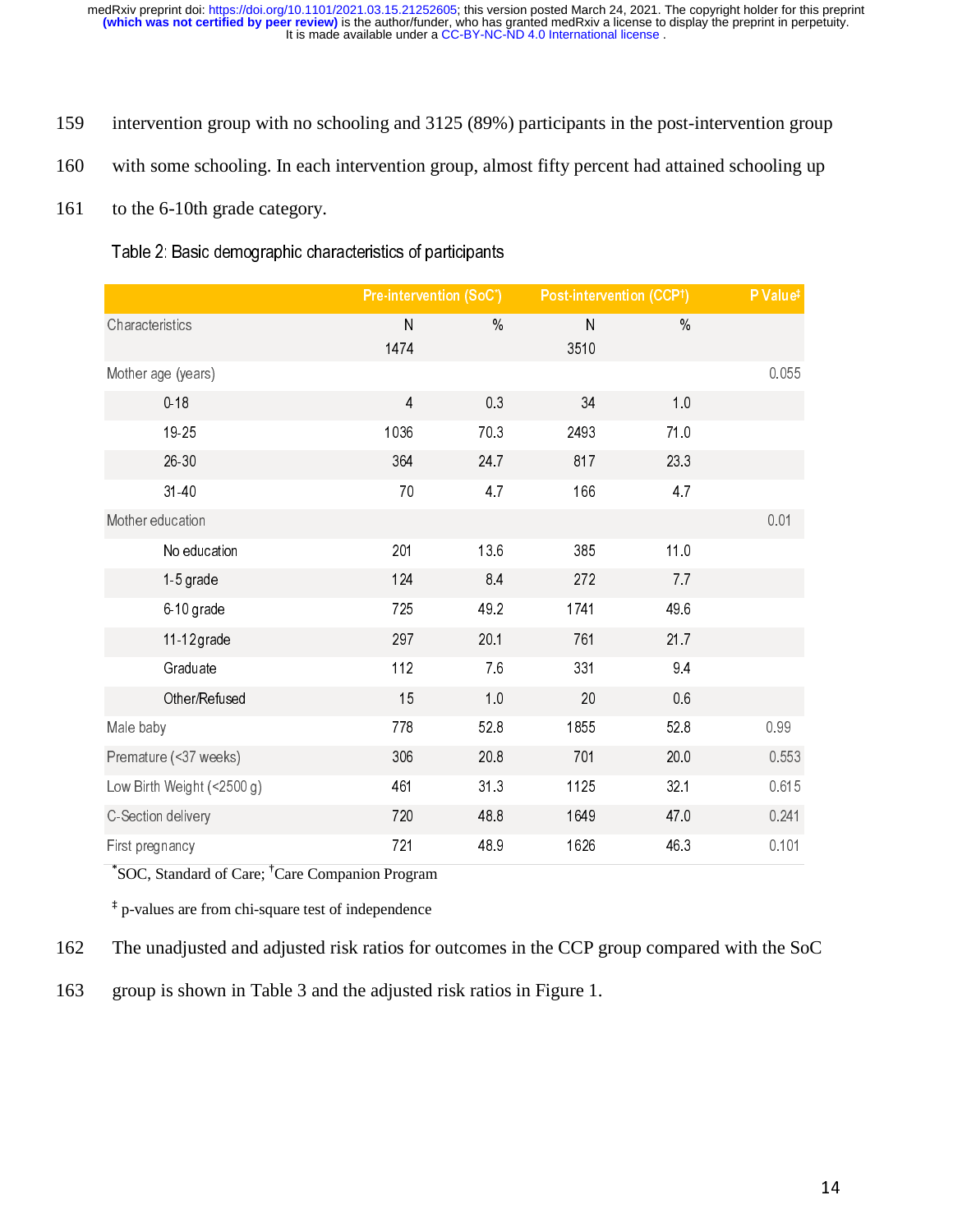intervention group with no schooling and 3125 (89%) participants in the post-intervention group with some schooling. In each intervention group, almost fifty percent had attained schooling up to the 6-10th grade category.

Table 2: Basic demographic characteristics of participants

| | Pre-intervention (SoC*) | | Post-intervention (CCP†) | | P Value‡ |
|---|---|---|---|---|---|
| Characteristics | N 1474 | % | N 3510 | % | |
| Mother age (years) | | | | | 0.055 |
| 0-18 | 4 | 0.3 | 34 | 1.0 | |
| 19-25 | 1036 | 70.3 | 2493 | 71.0 | |
| 26-30 | 364 | 24.7 | 817 | 23.3 | |
| 31-40 | 70 | 4.7 | 166 | 4.7 | |
| Mother education | | | | | 0.01 |
| No education | 201 | 13.6 | 385 | 11.0 | |
| 1-5 grade | 124 | 8.4 | 272 | 7.7 | |
| 6-10 grade | 725 | 49.2 | 1741 | 49.6 | |
| 11-12 grade | 297 | 20.1 | 761 | 21.7 | |
| Graduate | 112 | 7.6 | 331 | 9.4 | |
| Other/Refused | 15 | 1.0 | 20 | 0.6 | |
| Male baby | 778 | 52.8 | 1855 | 52.8 | 0.99 |
| Premature (<37 weeks) | 306 | 20.8 | 701 | 20.0 | 0.553 |
| Low Birth Weight (<2500 g) | 461 | 31.3 | 1125 | 32.1 | 0.615 |
| C-Section delivery | 720 | 48.8 | 1649 | 47.0 | 0.241 |
| First pregnancy | 721 | 48.9 | 1626 | 46.3 | 0.101 |

*SOC, Standard of Care; †Care Companion Program

‡ p-values are from chi-square test of independence

The unadjusted and adjusted risk ratios for outcomes in the CCP group compared with the SoC group is shown in Table 3 and the adjusted risk ratios in Figure 1.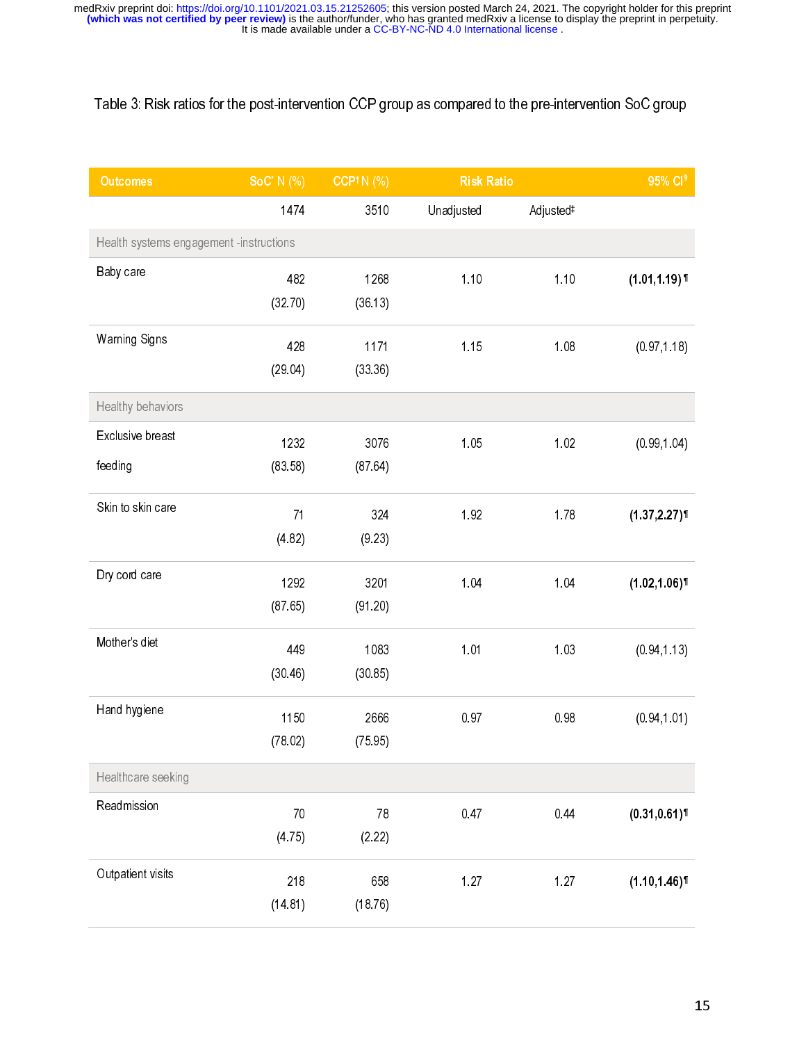Table 3: Risk ratios for the post-intervention CCP group as compared to the pre-intervention SoC group

| Outcomes | SoC* N (%) | CCP† N (%) | Risk Ratio | | 95% CI§ |
|---|---|---|---|---|---|
| | 1474 | 3510 | Unadjusted | Adjusted‡ | |
| Health systems engagement -instructions | | | | | |
| Baby care | 482 (32.70) | 1268 (36.13) | 1.10 | 1.10 | **(1.01,1.19)** ¶ |
| Warning Signs | 428 (29.04) | 1171 (33.36) | 1.15 | 1.08 | (0.97,1.18) |
| Healthy behaviors | | | | | |
| Exclusive breast feeding | 1232 (83.58) | 3076 (87.64) | 1.05 | 1.02 | (0.99,1.04) |
| Skin to skin care | 71 (4.82) | 324 (9.23) | 1.92 | 1.78 | **(1.37,2.27)**¶ |
| Dry cord care | 1292 (87.65) | 3201 (91.20) | 1.04 | 1.04 | **(1.02,1.06)**¶ |
| Mother's diet | 449 (30.46) | 1083 (30.85) | 1.01 | 1.03 | (0.94,1.13) |
| Hand hygiene | 1150 (78.02) | 2666 (75.95) | 0.97 | 0.98 | (0.94,1.01) |
| Healthcare seeking | | | | | |
| Readmission | 70 (4.75) | 78 (2.22) | 0.47 | 0.44 | **(0.31,0.61)**¶ |
| Outpatient visits | 218 (14.81) | 658 (18.76) | 1.27 | 1.27 | **(1.10,1.46)**¶ |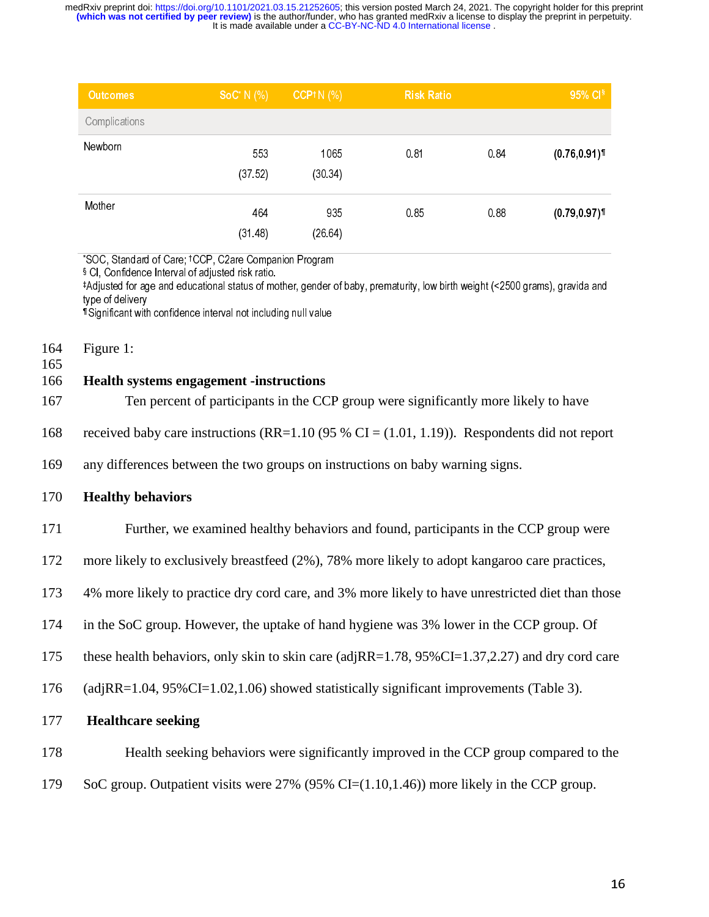| Outcomes | SoC* N (%) | CCP† N (%) | Risk Ratio | | 95% CI§ |
|---|---|---|---|---|---|
| Complications | | | | | |
| Newborn | 553 (37.52) | 1065 (30.34) | 0.81 | 0.84 | **(0.76,0.91)**¶ |
| Mother | 464 (31.48) | 935 (26.64) | 0.85 | 0.88 | **(0.79,0.97)**¶ |

*SOC, Standard of Care; †CCP, C2are Companion Program
§ CI, Confidence Interval of adjusted risk ratio.
‡Adjusted for age and educational status of mother, gender of baby, prematurity, low birth weight (<2500 grams), gravida and type of delivery
¶Significant with confidence interval not including null value

164 Figure 1:
165

166 **Health systems engagement -instructions**

167 Ten percent of participants in the CCP group were significantly more likely to have
168 received baby care instructions (RR=1.10 (95 % CI = (1.01, 1.19)). Respondents did not report
169 any differences between the two groups on instructions on baby warning signs.

170 **Healthy behaviors**

171 Further, we examined healthy behaviors and found, participants in the CCP group were
172 more likely to exclusively breastfeed (2%), 78% more likely to adopt kangaroo care practices,
173 4% more likely to practice dry cord care, and 3% more likely to have unrestricted diet than those
174 in the SoC group. However, the uptake of hand hygiene was 3% lower in the CCP group. Of
175 these health behaviors, only skin to skin care (adjRR=1.78, 95%CI=1.37,2.27) and dry cord care
176 (adjRR=1.04, 95%CI=1.02,1.06) showed statistically significant improvements (Table 3).

177 **Healthcare seeking**

178 Health seeking behaviors were significantly improved in the CCP group compared to the
179 SoC group. Outpatient visits were 27% (95% CI=(1.10,1.46)) more likely in the CCP group.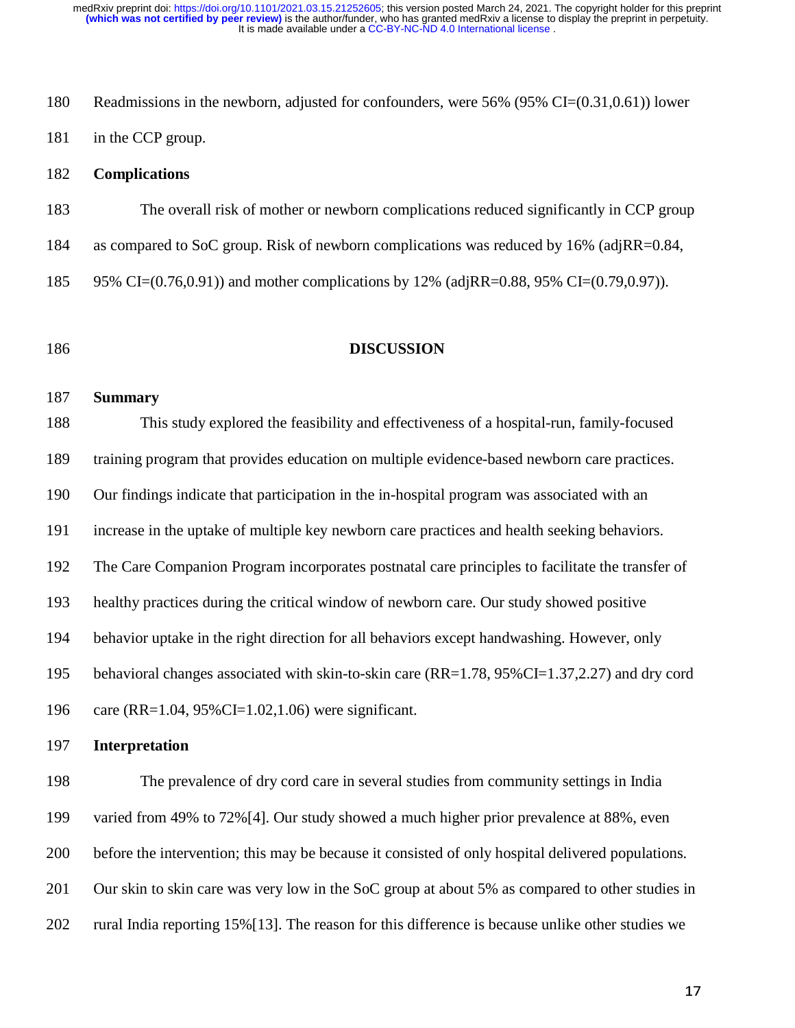Readmissions in the newborn, adjusted for confounders, were 56% (95% CI=(0.31,0.61)) lower in the CCP group.

## Complications

The overall risk of mother or newborn complications reduced significantly in CCP group as compared to SoC group. Risk of newborn complications was reduced by 16% (adjRR=0.84, 95% CI=(0.76,0.91)) and mother complications by 12% (adjRR=0.88, 95% CI=(0.79,0.97)).

# DISCUSSION

## Summary

This study explored the feasibility and effectiveness of a hospital-run, family-focused training program that provides education on multiple evidence-based newborn care practices. Our findings indicate that participation in the in-hospital program was associated with an increase in the uptake of multiple key newborn care practices and health seeking behaviors. The Care Companion Program incorporates postnatal care principles to facilitate the transfer of healthy practices during the critical window of newborn care. Our study showed positive behavior uptake in the right direction for all behaviors except handwashing. However, only behavioral changes associated with skin-to-skin care (RR=1.78, 95%CI=1.37,2.27) and dry cord care (RR=1.04, 95%CI=1.02,1.06) were significant.

## Interpretation

The prevalence of dry cord care in several studies from community settings in India varied from 49% to 72%[4]. Our study showed a much higher prior prevalence at 88%, even before the intervention; this may be because it consisted of only hospital delivered populations. Our skin to skin care was very low in the SoC group at about 5% as compared to other studies in rural India reporting 15%[13]. The reason for this difference is because unlike other studies we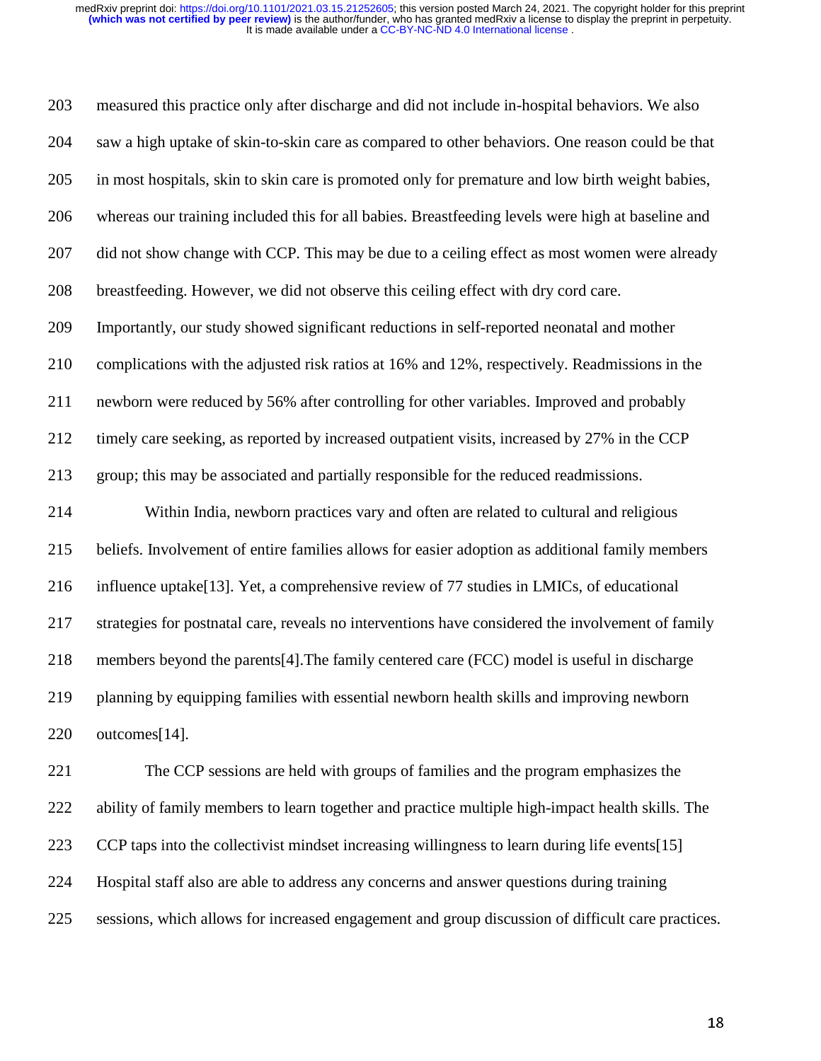measured this practice only after discharge and did not include in-hospital behaviors. We also saw a high uptake of skin-to-skin care as compared to other behaviors. One reason could be that in most hospitals, skin to skin care is promoted only for premature and low birth weight babies, whereas our training included this for all babies. Breastfeeding levels were high at baseline and did not show change with CCP. This may be due to a ceiling effect as most women were already breastfeeding. However, we did not observe this ceiling effect with dry cord care. Importantly, our study showed significant reductions in self-reported neonatal and mother complications with the adjusted risk ratios at 16% and 12%, respectively. Readmissions in the newborn were reduced by 56% after controlling for other variables. Improved and probably timely care seeking, as reported by increased outpatient visits, increased by 27% in the CCP group; this may be associated and partially responsible for the reduced readmissions.

Within India, newborn practices vary and often are related to cultural and religious beliefs. Involvement of entire families allows for easier adoption as additional family members influence uptake[13]. Yet, a comprehensive review of 77 studies in LMICs, of educational strategies for postnatal care, reveals no interventions have considered the involvement of family members beyond the parents[4].The family centered care (FCC) model is useful in discharge planning by equipping families with essential newborn health skills and improving newborn outcomes[14].

The CCP sessions are held with groups of families and the program emphasizes the ability of family members to learn together and practice multiple high-impact health skills. The CCP taps into the collectivist mindset increasing willingness to learn during life events[15] Hospital staff also are able to address any concerns and answer questions during training sessions, which allows for increased engagement and group discussion of difficult care practices.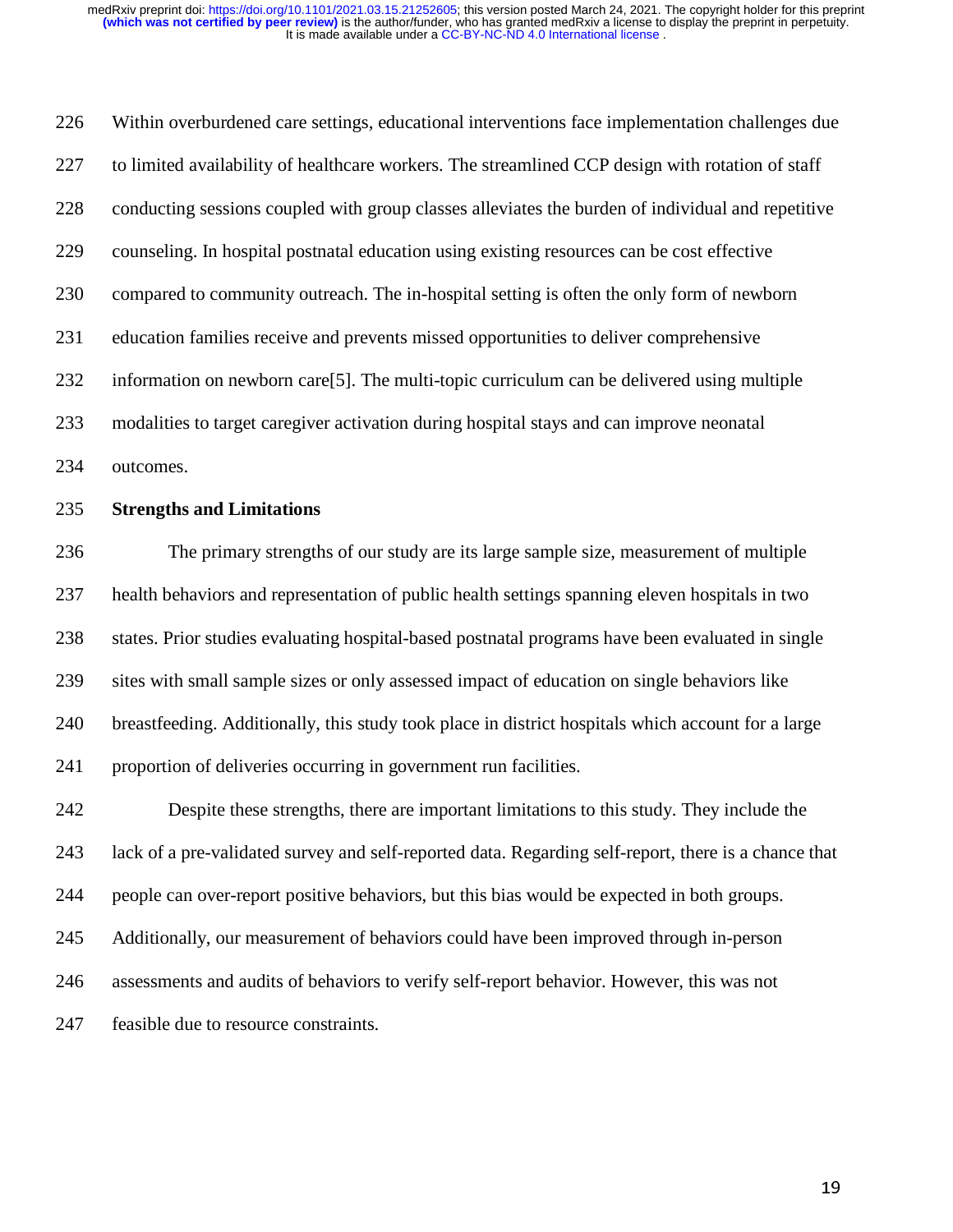Within overburdened care settings, educational interventions face implementation challenges due to limited availability of healthcare workers. The streamlined CCP design with rotation of staff conducting sessions coupled with group classes alleviates the burden of individual and repetitive counseling. In hospital postnatal education using existing resources can be cost effective compared to community outreach. The in-hospital setting is often the only form of newborn education families receive and prevents missed opportunities to deliver comprehensive information on newborn care[5]. The multi-topic curriculum can be delivered using multiple modalities to target caregiver activation during hospital stays and can improve neonatal outcomes.

**Strengths and Limitations**

The primary strengths of our study are its large sample size, measurement of multiple health behaviors and representation of public health settings spanning eleven hospitals in two states. Prior studies evaluating hospital-based postnatal programs have been evaluated in single sites with small sample sizes or only assessed impact of education on single behaviors like breastfeeding. Additionally, this study took place in district hospitals which account for a large proportion of deliveries occurring in government run facilities.

Despite these strengths, there are important limitations to this study. They include the lack of a pre-validated survey and self-reported data. Regarding self-report, there is a chance that people can over-report positive behaviors, but this bias would be expected in both groups. Additionally, our measurement of behaviors could have been improved through in-person assessments and audits of behaviors to verify self-report behavior. However, this was not feasible due to resource constraints.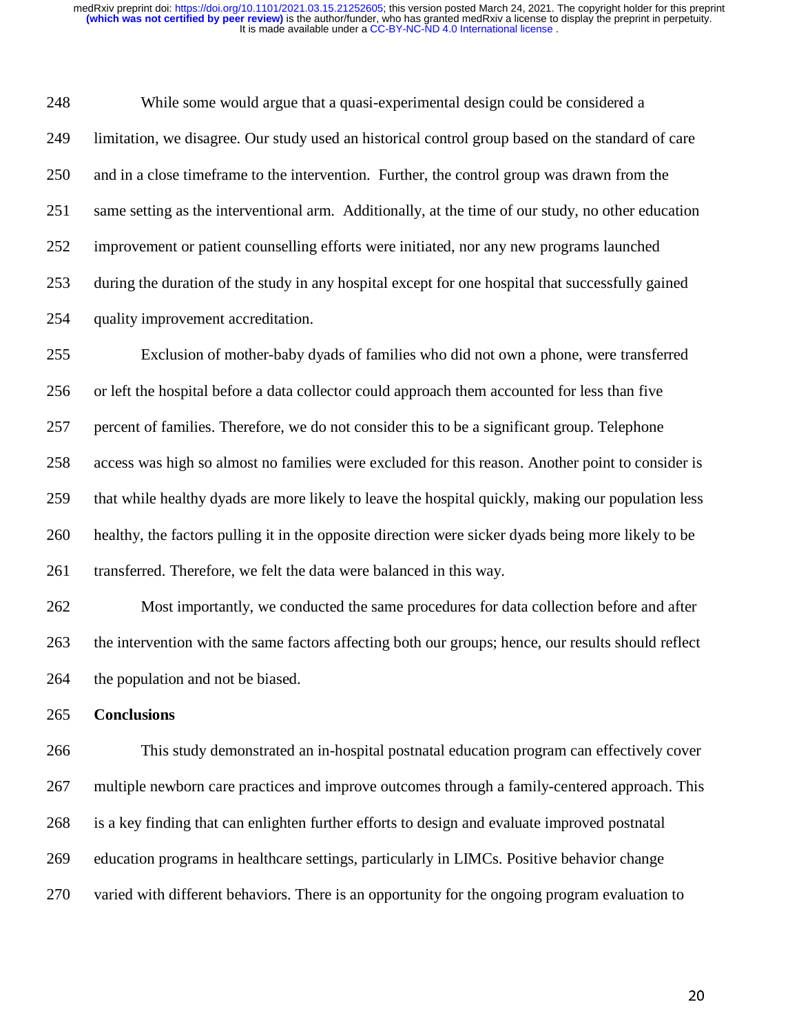While some would argue that a quasi-experimental design could be considered a limitation, we disagree. Our study used an historical control group based on the standard of care and in a close timeframe to the intervention. Further, the control group was drawn from the same setting as the interventional arm. Additionally, at the time of our study, no other education improvement or patient counselling efforts were initiated, nor any new programs launched during the duration of the study in any hospital except for one hospital that successfully gained quality improvement accreditation.

Exclusion of mother-baby dyads of families who did not own a phone, were transferred or left the hospital before a data collector could approach them accounted for less than five percent of families. Therefore, we do not consider this to be a significant group. Telephone access was high so almost no families were excluded for this reason. Another point to consider is that while healthy dyads are more likely to leave the hospital quickly, making our population less healthy, the factors pulling it in the opposite direction were sicker dyads being more likely to be transferred. Therefore, we felt the data were balanced in this way.

Most importantly, we conducted the same procedures for data collection before and after the intervention with the same factors affecting both our groups; hence, our results should reflect the population and not be biased.

## Conclusions

This study demonstrated an in-hospital postnatal education program can effectively cover multiple newborn care practices and improve outcomes through a family-centered approach. This is a key finding that can enlighten further efforts to design and evaluate improved postnatal education programs in healthcare settings, particularly in LIMCs. Positive behavior change varied with different behaviors. There is an opportunity for the ongoing program evaluation to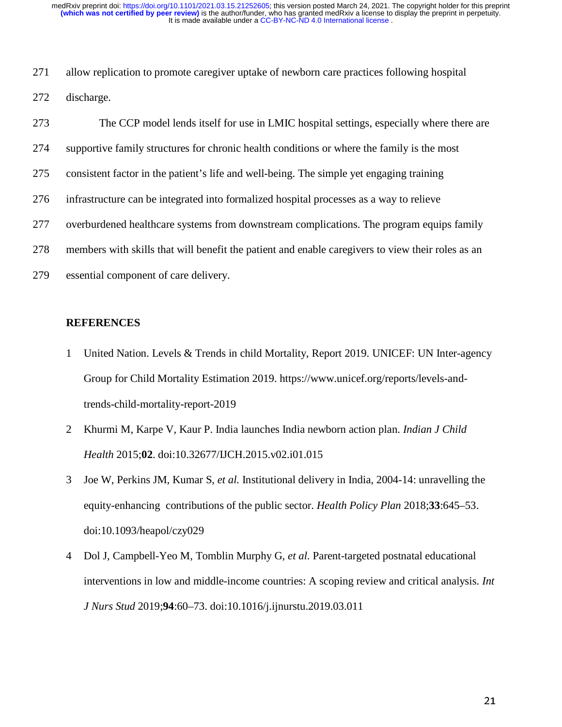allow replication to promote caregiver uptake of newborn care practices following hospital discharge.

The CCP model lends itself for use in LMIC hospital settings, especially where there are supportive family structures for chronic health conditions or where the family is the most consistent factor in the patient's life and well-being. The simple yet engaging training infrastructure can be integrated into formalized hospital processes as a way to relieve overburdened healthcare systems from downstream complications. The program equips family members with skills that will benefit the patient and enable caregivers to view their roles as an essential component of care delivery.

## REFERENCES

1. United Nation. Levels & Trends in child Mortality, Report 2019. UNICEF: UN Inter-agency Group for Child Mortality Estimation 2019. https://www.unicef.org/reports/levels-and-trends-child-mortality-report-2019
2. Khurmi M, Karpe V, Kaur P. India launches India newborn action plan. *Indian J Child Health* 2015;**02**. doi:10.32677/IJCH.2015.v02.i01.015
3. Joe W, Perkins JM, Kumar S, *et al.* Institutional delivery in India, 2004-14: unravelling the equity-enhancing contributions of the public sector. *Health Policy Plan* 2018;**33**:645–53. doi:10.1093/heapol/czy029
4. Dol J, Campbell-Yeo M, Tomblin Murphy G, *et al.* Parent-targeted postnatal educational interventions in low and middle-income countries: A scoping review and critical analysis. *Int J Nurs Stud* 2019;**94**:60–73. doi:10.1016/j.ijnurstu.2019.03.011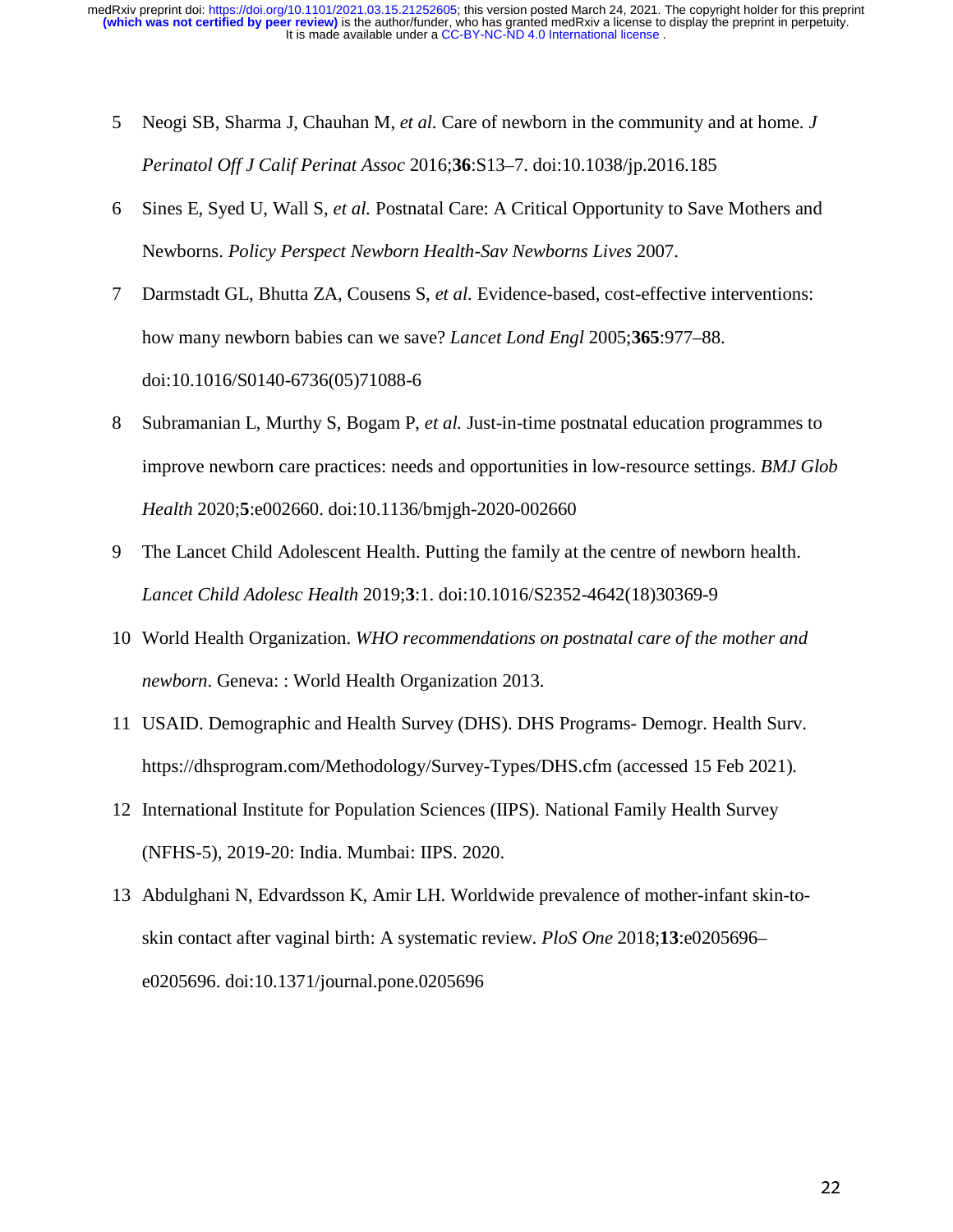5 Neogi SB, Sharma J, Chauhan M, *et al.* Care of newborn in the community and at home. *J Perinatol Off J Calif Perinat Assoc* 2016;**36**:S13–7. doi:10.1038/jp.2016.185

6 Sines E, Syed U, Wall S, *et al.* Postnatal Care: A Critical Opportunity to Save Mothers and Newborns. *Policy Perspect Newborn Health-Sav Newborns Lives* 2007.

7 Darmstadt GL, Bhutta ZA, Cousens S, *et al.* Evidence-based, cost-effective interventions: how many newborn babies can we save? *Lancet Lond Engl* 2005;**365**:977–88. doi:10.1016/S0140-6736(05)71088-6

8 Subramanian L, Murthy S, Bogam P, *et al.* Just-in-time postnatal education programmes to improve newborn care practices: needs and opportunities in low-resource settings. *BMJ Glob Health* 2020;**5**:e002660. doi:10.1136/bmjgh-2020-002660

9 The Lancet Child Adolescent Health. Putting the family at the centre of newborn health. *Lancet Child Adolesc Health* 2019;**3**:1. doi:10.1016/S2352-4642(18)30369-9

10 World Health Organization. *WHO recommendations on postnatal care of the mother and newborn*. Geneva: : World Health Organization 2013.

11 USAID. Demographic and Health Survey (DHS). DHS Programs- Demogr. Health Surv. https://dhsprogram.com/Methodology/Survey-Types/DHS.cfm (accessed 15 Feb 2021).

12 International Institute for Population Sciences (IIPS). National Family Health Survey (NFHS-5), 2019-20: India. Mumbai: IIPS. 2020.

13 Abdulghani N, Edvardsson K, Amir LH. Worldwide prevalence of mother-infant skin-to-skin contact after vaginal birth: A systematic review. *PloS One* 2018;**13**:e0205696–e0205696. doi:10.1371/journal.pone.0205696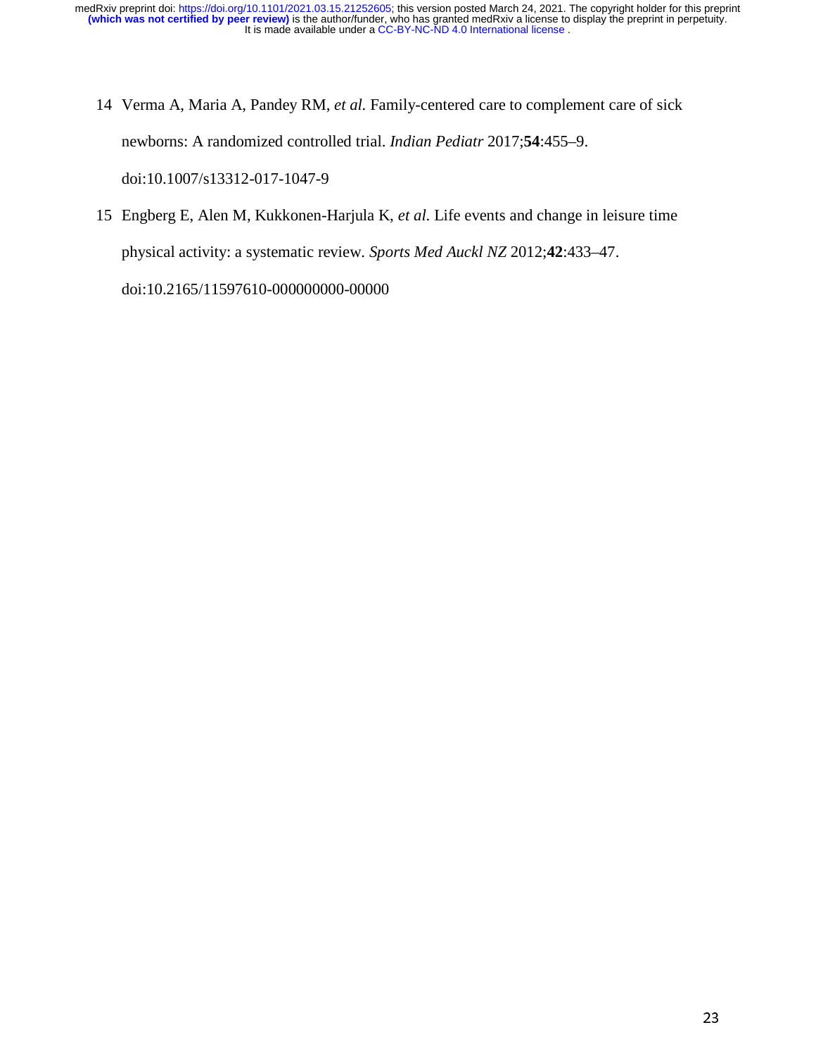14 Verma A, Maria A, Pandey RM, *et al.* Family-centered care to complement care of sick newborns: A randomized controlled trial. *Indian Pediatr* 2017;**54**:455–9. doi:10.1007/s13312-017-1047-9

15 Engberg E, Alen M, Kukkonen-Harjula K, *et al.* Life events and change in leisure time physical activity: a systematic review. *Sports Med Auckl NZ* 2012;**42**:433–47. doi:10.2165/11597610-000000000-00000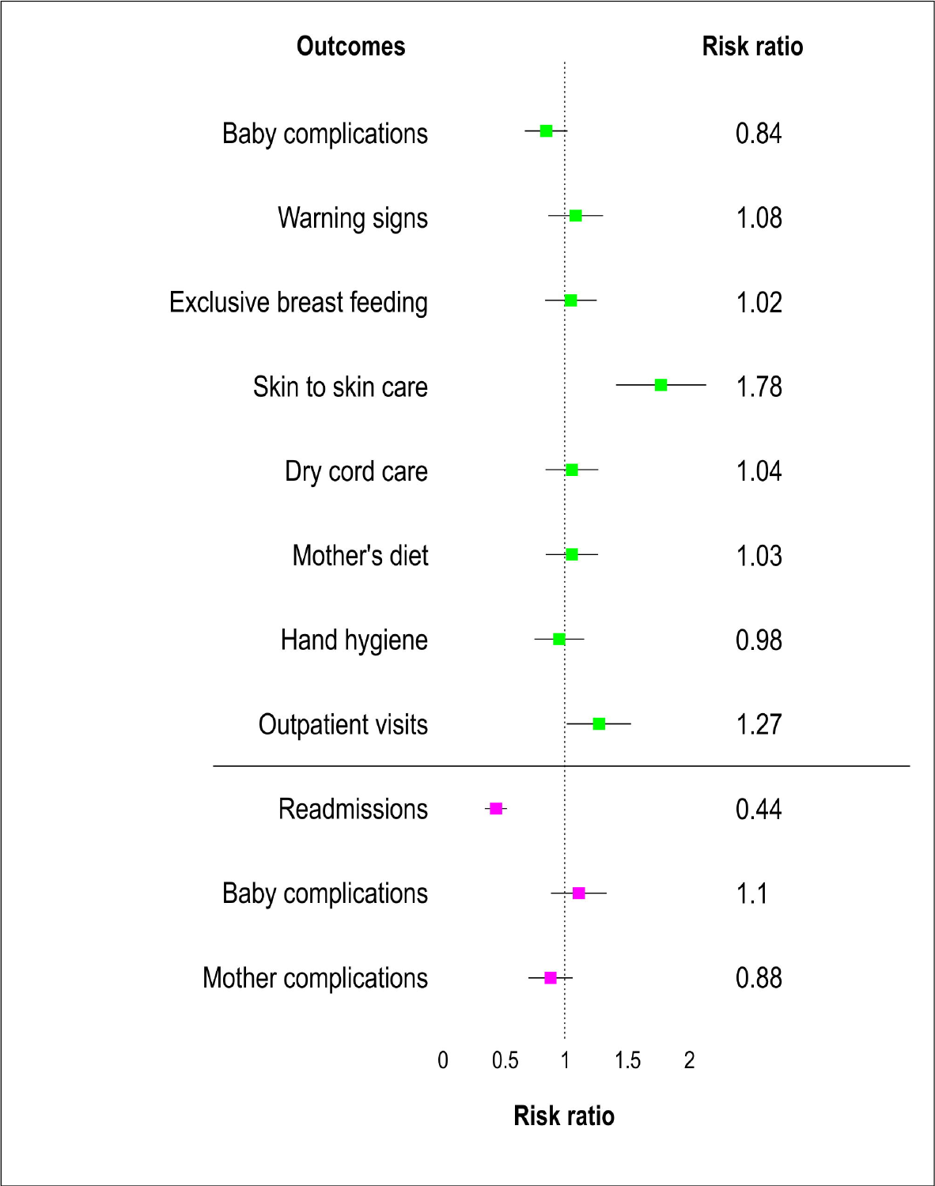Outcomes

Risk ratio

Baby complications 0.84

Warning signs 1.08

Exclusive breast feeding 1.02

Skin to skin care 1.78

Dry cord care 1.04

Mother's diet 1.03

Hand hygiene 0.98

Outpatient visits 1.27

Readmissions 0.44

Baby complications 1.1

Mother complications 0.88

0 0.5 1 1.5 2

Risk ratio